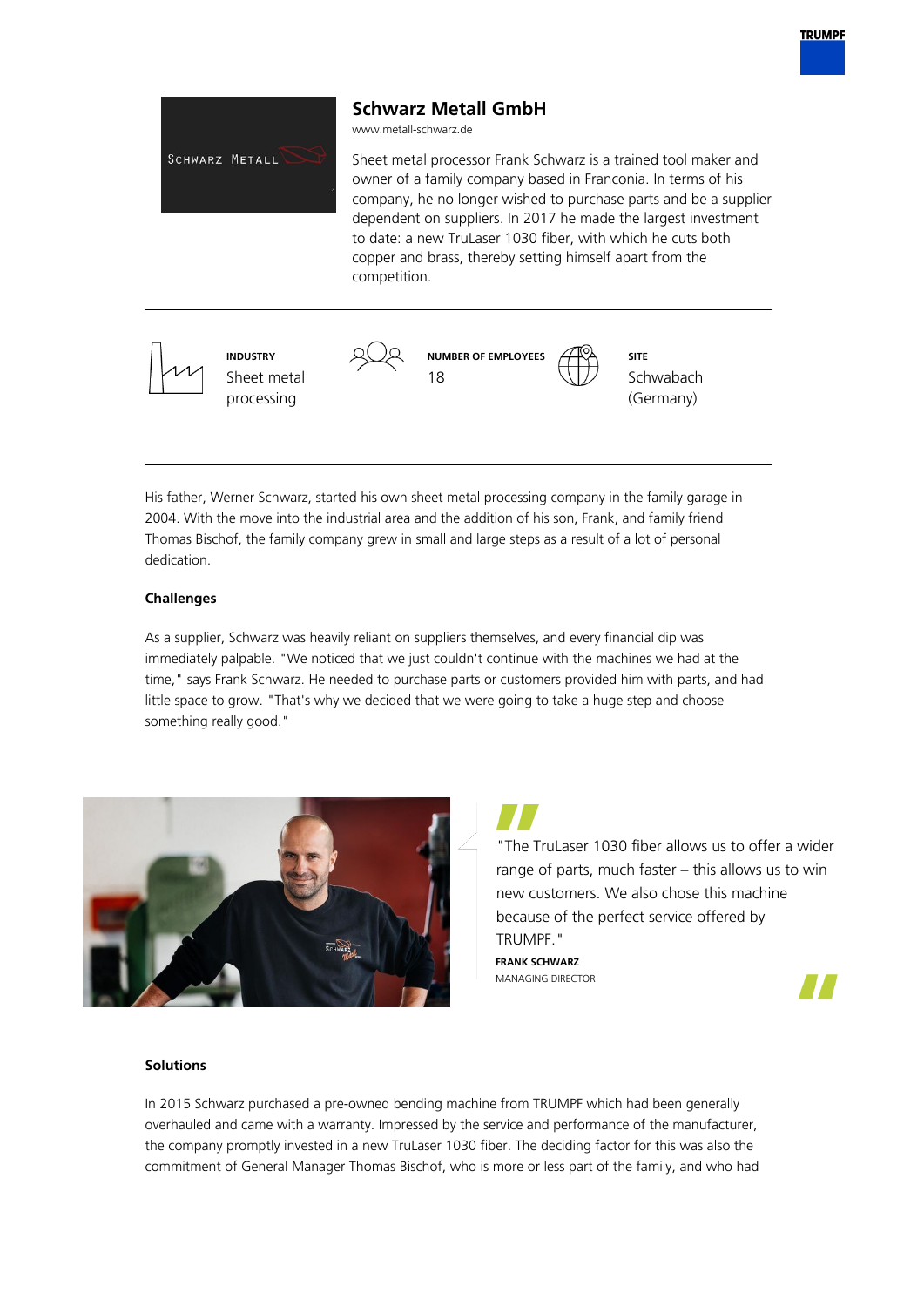# Schwarz Metall GmbH

www.metall-schwarz.de

Sheet metal processor Frank Schwarz is a trained tool maker and owner of a family company based in Franconia. In terms of his company, he no longer wished to purchase parts and be a supplier dependent on suppliers. In 2017 he made the largest investment to date: a new TruLaser 1030 fiber, with which he cuts both copper and brass, thereby setting himself apart from the competition.

| INDUSTRY | NUMBER OF EMPLOYEES | SITE |
|---|---|---|
| Sheet metal processing | 18 | Schwabach (Germany) |

His father, Werner Schwarz, started his own sheet metal processing company in the family garage in 2004. With the move into the industrial area and the addition of his son, Frank, and family friend Thomas Bischof, the family company grew in small and large steps as a result of a lot of personal dedication.

### Challenges

As a supplier, Schwarz was heavily reliant on suppliers themselves, and every financial dip was immediately palpable. "We noticed that we just couldn't continue with the machines we had at the time," says Frank Schwarz. He needed to purchase parts or customers provided him with parts, and had little space to grow. "That's why we decided that we were going to take a huge step and choose something really good."

> "The TruLaser 1030 fiber allows us to offer a wider range of parts, much faster – this allows us to win new customers. We also chose this machine because of the perfect service offered by TRUMPF."
>
> **FRANK SCHWARZ**
> MANAGING DIRECTOR

### Solutions

In 2015 Schwarz purchased a pre-owned bending machine from TRUMPF which had been generally overhauled and came with a warranty. Impressed by the service and performance of the manufacturer, the company promptly invested in a new TruLaser 1030 fiber. The deciding factor for this was also the commitment of General Manager Thomas Bischof, who is more or less part of the family, and who had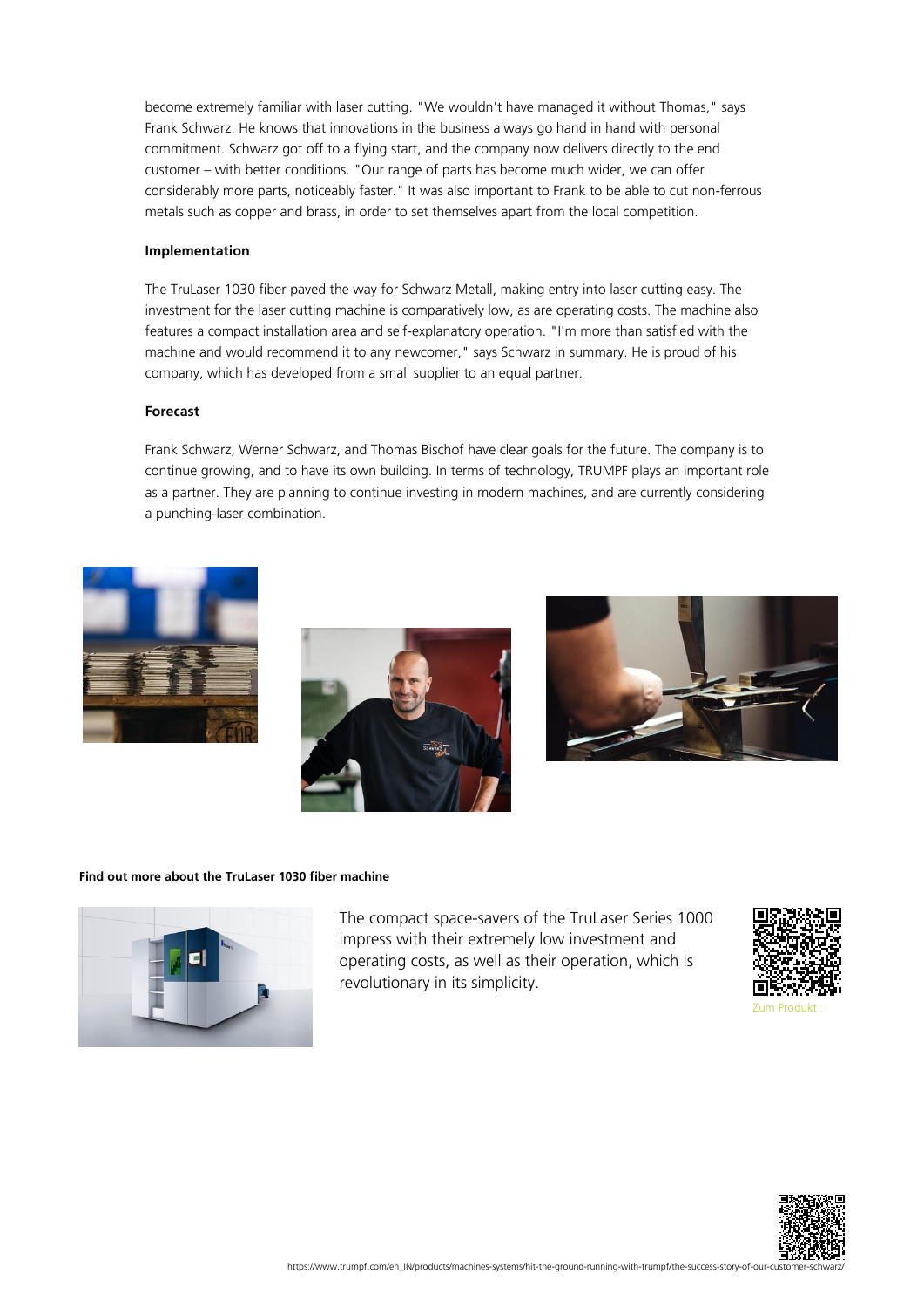become extremely familiar with laser cutting. "We wouldn't have managed it without Thomas," says Frank Schwarz. He knows that innovations in the business always go hand in hand with personal commitment. Schwarz got off to a flying start, and the company now delivers directly to the end customer – with better conditions. "Our range of parts has become much wider, we can offer considerably more parts, noticeably faster." It was also important to Frank to be able to cut non-ferrous metals such as copper and brass, in order to set themselves apart from the local competition.

**Implementation**

The TruLaser 1030 fiber paved the way for Schwarz Metall, making entry into laser cutting easy. The investment for the laser cutting machine is comparatively low, as are operating costs. The machine also features a compact installation area and self-explanatory operation. "I'm more than satisfied with the machine and would recommend it to any newcomer," says Schwarz in summary. He is proud of his company, which has developed from a small supplier to an equal partner.

**Forecast**

Frank Schwarz, Werner Schwarz, and Thomas Bischof have clear goals for the future. The company is to continue growing, and to have its own building. In terms of technology, TRUMPF plays an important role as a partner. They are planning to continue investing in modern machines, and are currently considering a punching-laser combination.

**Find out more about the TruLaser 1030 fiber machine**

The compact space-savers of the TruLaser Series 1000 impress with their extremely low investment and operating costs, as well as their operation, which is revolutionary in its simplicity.

Zum Produkt

https://www.trumpf.com/en_IN/products/machines-systems/hit-the-ground-running-with-trumpf/the-success-story-of-our-customer-schwarz/